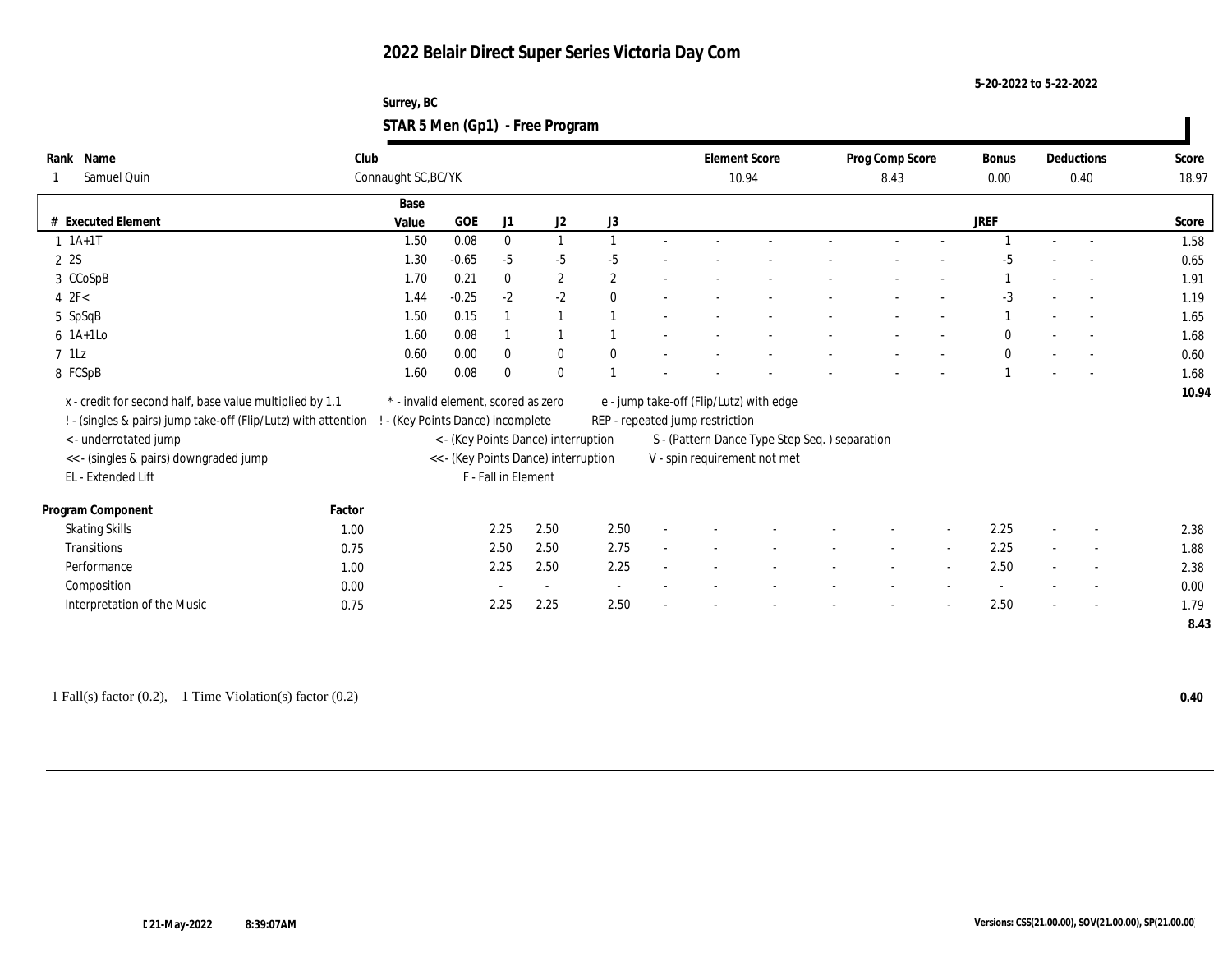# 2022 Belair Direct Super Series Victoria Day Com

5-20-2022 to 5-22-2022

Surrey, BC

## STAR 5 Men (Gp1) - Free Program

| Rank | Name | Club | Element Score | Prog Comp Score | Bonus | Deductions | Score |
|---|---|---|---|---|---|---|---|
| 1 | Samuel Quin | Connaught SC,BC/YK | 10.94 | 8.43 | 0.00 | 0.40 | 18.97 |

| # | Executed Element | Base Value | GOE | J1 | J2 | J3 | | | | | | | | | JREF | | | Score |
|---|---|---|---|---|---|---|---|---|---|---|---|---|---|---|---|---|---|---|
| 1 | 1A+1T | 1.50 | 0.08 | 0 | 1 | 1 | - | - | - | - | - | - | - | - | 1 | - | - | 1.58 |
| 2 | 2S | 1.30 | -0.65 | -5 | -5 | -5 | - | - | - | - | - | - | - | - | -5 | - | - | 0.65 |
| 3 | CCoSpB | 1.70 | 0.21 | 0 | 2 | 2 | - | - | - | - | - | - | - | - | 1 | - | - | 1.91 |
| 4 | 2F< | 1.44 | -0.25 | -2 | -2 | 0 | - | - | - | - | - | - | - | - | -3 | - | - | 1.19 |
| 5 | SpSqB | 1.50 | 0.15 | 1 | 1 | 1 | - | - | - | - | - | - | - | - | 1 | - | - | 1.65 |
| 6 | 1A+1Lo | 1.60 | 0.08 | 1 | 1 | 1 | - | - | - | - | - | - | - | - | 0 | - | - | 1.68 |
| 7 | 1Lz | 0.60 | 0.00 | 0 | 0 | 0 | - | - | - | - | - | - | - | - | 0 | - | - | 0.60 |
| 8 | FCSpB | 1.60 | 0.08 | 0 | 0 | 1 | - | - | - | - | - | - | - | - | 1 | - | - | 1.68 |
| | | | | | | | | | | | | | | | | | | 10.94 |

x - credit for second half, base value multiplied by 1.1
! - (singles & pairs) jump take-off (Flip/Lutz) with attention
< - underrotated jump
<< - (singles & pairs) downgraded jump
EL - Extended Lift
* - invalid element, scored as zero
! - (Key Points Dance) incomplete
< - (Key Points Dance) interruption
<< - (Key Points Dance) interruption
F - Fall in Element
e - jump take-off (Flip/Lutz) with edge
REP - repeated jump restriction
S - (Pattern Dance Type Step Seq. ) separation
V - spin requirement not met

| Program Component | Factor | J1 | J2 | J3 | | | | | | | | | JREF | | | Score |
|---|---|---|---|---|---|---|---|---|---|---|---|---|---|---|---|---|
| Skating Skills | 1.00 | 2.25 | 2.50 | 2.50 | - | - | - | - | - | - | - | - | 2.25 | - | - | 2.38 |
| Transitions | 0.75 | 2.50 | 2.50 | 2.75 | - | - | - | - | - | - | - | - | 2.25 | - | - | 1.88 |
| Performance | 1.00 | 2.25 | 2.50 | 2.25 | - | - | - | - | - | - | - | - | 2.50 | - | - | 2.38 |
| Composition | 0.00 | - | - | - | - | - | - | - | - | - | - | - | - | - | - | 0.00 |
| Interpretation of the Music | 0.75 | 2.25 | 2.25 | 2.50 | - | - | - | - | - | - | - | - | 2.50 | - | - | 1.79 |
| | | | | | | | | | | | | | | | | 8.43 |

1 Fall(s) factor (0.2), 1 Time Violation(s) factor (0.2) **0.40**

21-May-2022 8:39:07AM

Versions: CSS(21.00.00), SOV(21.00.00), SP(21.00.00)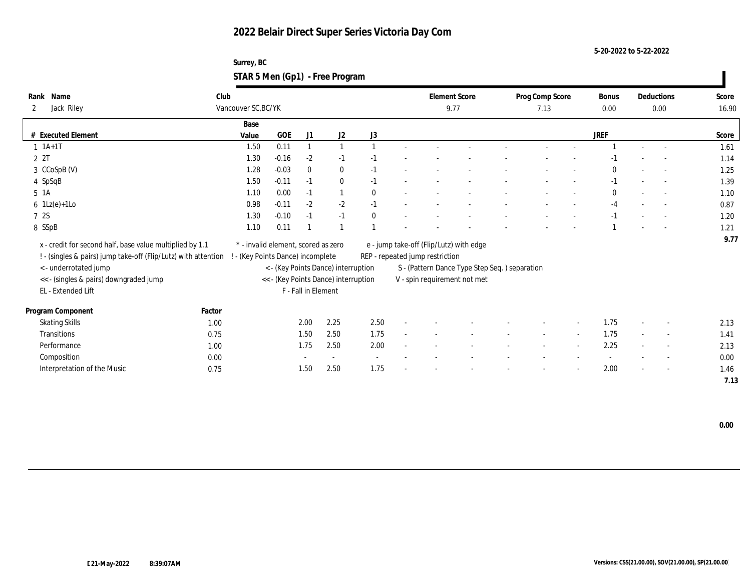# 2022 Belair Direct Super Series Victoria Day Com

5-20-2022 to 5-22-2022

Surrey, BC

## STAR 5 Men (Gp1) - Free Program

| Rank | Name | Club | Element Score | Prog Comp Score | Bonus | Deductions | Score |
|---|---|---|---|---|---|---|---|
| 2 | Jack Riley | Vancouver SC,BC/YK | 9.77 | 7.13 | 0.00 | 0.00 | 16.90 |

| # | Executed Element | Base Value | GOE | J1 | J2 | J3 | | | | | | | JREF | | | Score |
|---|---|---|---|---|---|---|---|---|---|---|---|---|---|---|---|---|
| 1 | 1A+1T | 1.50 | 0.11 | 1 | 1 | 1 | - | - | - | - | - | - | 1 | - | - | 1.61 |
| 2 | 2T | 1.30 | -0.16 | -2 | -1 | -1 | - | - | - | - | - | - | -1 | - | - | 1.14 |
| 3 | CCoSpB (V) | 1.28 | -0.03 | 0 | 0 | -1 | - | - | - | - | - | - | 0 | - | - | 1.25 |
| 4 | SpSqB | 1.50 | -0.11 | -1 | 0 | -1 | - | - | - | - | - | - | -1 | - | - | 1.39 |
| 5 | 1A | 1.10 | 0.00 | -1 | 1 | 0 | - | - | - | - | - | - | 0 | - | - | 1.10 |
| 6 | 1Lz(e)+1Lo | 0.98 | -0.11 | -2 | -2 | -1 | - | - | - | - | - | - | -4 | - | - | 0.87 |
| 7 | 2S | 1.30 | -0.10 | -1 | -1 | 0 | - | - | - | - | - | - | -1 | - | - | 1.20 |
| 8 | SSpB | 1.10 | 0.11 | 1 | 1 | 1 | - | - | - | - | - | - | 1 | - | - | 1.21 |
| | | | | | | | | | | | | | | | | 9.77 |

x - credit for second half, base value multiplied by 1.1
! - (singles & pairs) jump take-off (Flip/Lutz) with attention
< - underrotated jump
<< - (singles & pairs) downgraded jump
EL - Extended Lift
\* - invalid element, scored as zero
! - (Key Points Dance) incomplete
< - (Key Points Dance) interruption
<< - (Key Points Dance) interruption
F - Fall in Element
e - jump take-off (Flip/Lutz) with edge
REP - repeated jump restriction
S - (Pattern Dance Type Step Seq. ) separation
V - spin requirement not met

| Program Component | Factor | J1 | J2 | J3 | | | | | | | JREF | | | Score |
|---|---|---|---|---|---|---|---|---|---|---|---|---|---|---|
| Skating Skills | 1.00 | 2.00 | 2.25 | 2.50 | - | - | - | - | - | - | 1.75 | - | - | 2.13 |
| Transitions | 0.75 | 1.50 | 2.50 | 1.75 | - | - | - | - | - | - | 1.75 | - | - | 1.41 |
| Performance | 1.00 | 1.75 | 2.50 | 2.00 | - | - | - | - | - | - | 2.25 | - | - | 2.13 |
| Composition | 0.00 | - | - | - | - | - | - | - | - | - | - | - | - | 0.00 |
| Interpretation of the Music | 0.75 | 1.50 | 2.50 | 1.75 | - | - | - | - | - | - | 2.00 | - | - | 1.46 |
| | | | | | | | | | | | | | | 7.13 |

0.00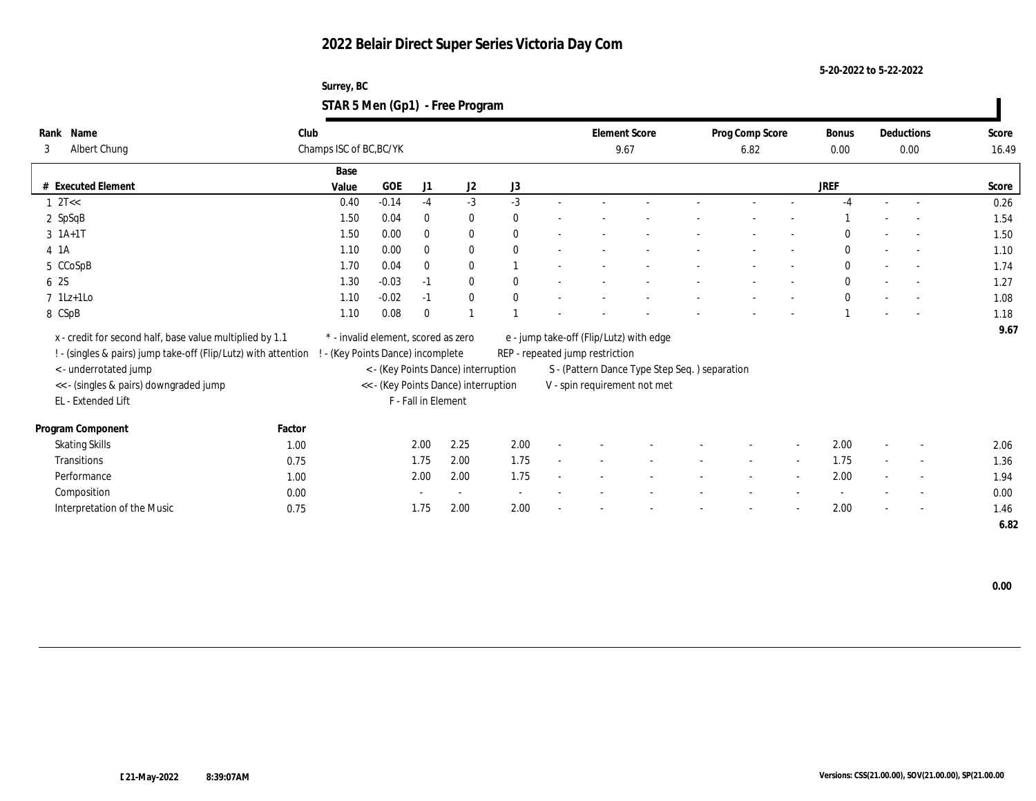# 2022 Belair Direct Super Series Victoria Day Com

5-20-2022 to 5-22-2022

Surrey, BC

## STAR 5 Men (Gp1) - Free Program

| Rank | Name | Club | Element Score | Prog Comp Score | Bonus | Deductions | Score |
|---|---|---|---|---|---|---|---|
| 3 | Albert Chung | Champs ISC of BC,BC/YK | 9.67 | 6.82 | 0.00 | 0.00 | 16.49 |

| # | Executed Element | Base Value | GOE | J1 | J2 | J3 | | | | | | | | | JREF | | | Score |
|---|---|---|---|---|---|---|---|---|---|---|---|---|---|---|---|---|---|---|
| 1 | 2T<< | 0.40 | -0.14 | -4 | -3 | -3 | - | - | - | - | - | - | - | - | -4 | - | - | 0.26 |
| 2 | SpSqB | 1.50 | 0.04 | 0 | 0 | 0 | - | - | - | - | - | - | - | - | 1 | - | - | 1.54 |
| 3 | 1A+1T | 1.50 | 0.00 | 0 | 0 | 0 | - | - | - | - | - | - | - | - | 0 | - | - | 1.50 |
| 4 | 1A | 1.10 | 0.00 | 0 | 0 | 0 | - | - | - | - | - | - | - | - | 0 | - | - | 1.10 |
| 5 | CCoSpB | 1.70 | 0.04 | 0 | 0 | 1 | - | - | - | - | - | - | - | - | 0 | - | - | 1.74 |
| 6 | 2S | 1.30 | -0.03 | -1 | 0 | 0 | - | - | - | - | - | - | - | - | 0 | - | - | 1.27 |
| 7 | 1Lz+1Lo | 1.10 | -0.02 | -1 | 0 | 0 | - | - | - | - | - | - | - | - | 0 | - | - | 1.08 |
| 8 | CSpB | 1.10 | 0.08 | 0 | 1 | 1 | - | - | - | - | - | - | - | - | 1 | - | - | 1.18 |
| | | | | | | | | | | | | | | | | | | 9.67 |

x - credit for second half, base value multiplied by 1.1
! - (singles & pairs) jump take-off (Flip/Lutz) with attention
< - underrotated jump
<< - (singles & pairs) downgraded jump
EL - Extended Lift
\* - invalid element, scored as zero
! - (Key Points Dance) incomplete
< - (Key Points Dance) interruption
<< - (Key Points Dance) interruption
F - Fall in Element
e - jump take-off (Flip/Lutz) with edge
REP - repeated jump restriction
S - (Pattern Dance Type Step Seq. ) separation
V - spin requirement not met

| Program Component | Factor | J1 | J2 | J3 | | | | | | | | | JREF | | | Score |
|---|---|---|---|---|---|---|---|---|---|---|---|---|---|---|---|---|
| Skating Skills | 1.00 | 2.00 | 2.25 | 2.00 | - | - | - | - | - | - | - | - | 2.00 | - | - | 2.06 |
| Transitions | 0.75 | 1.75 | 2.00 | 1.75 | - | - | - | - | - | - | - | - | 1.75 | - | - | 1.36 |
| Performance | 1.00 | 2.00 | 2.00 | 1.75 | - | - | - | - | - | - | - | - | 2.00 | - | - | 1.94 |
| Composition | 0.00 | - | - | - | - | - | - | - | - | - | - | - | - | - | - | 0.00 |
| Interpretation of the Music | 0.75 | 1.75 | 2.00 | 2.00 | - | - | - | - | - | - | - | - | 2.00 | - | - | 1.46 |
| | | | | | | | | | | | | | | | | 6.82 |

0.00

21-May-2022 8:39:07AM

Versions: CSS(21.00.00), SOV(21.00.00), SP(21.00.00)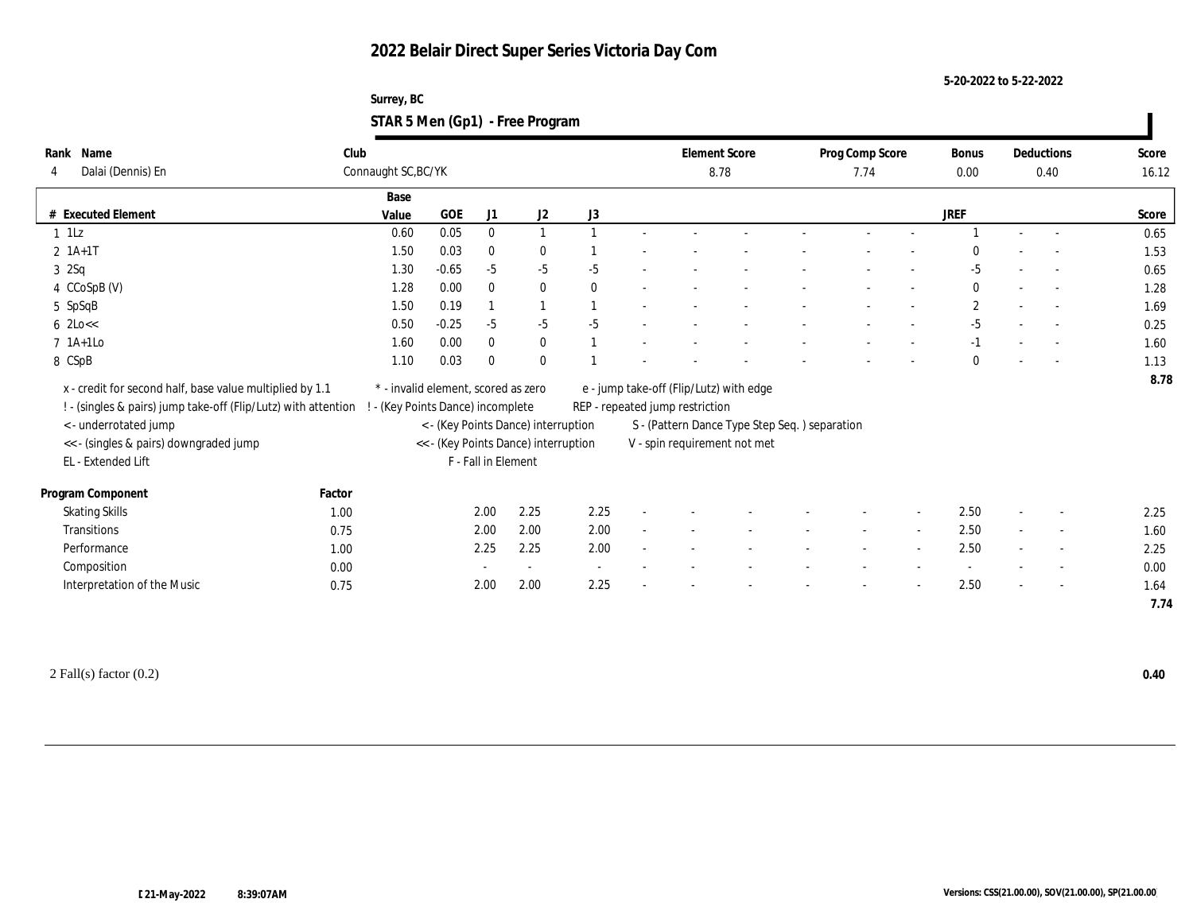# 2022 Belair Direct Super Series Victoria Day Com

5-20-2022 to 5-22-2022

Surrey, BC

## STAR 5 Men (Gp1) - Free Program

| Rank | Name | Club | Element Score | Prog Comp Score | Bonus | Deductions | Score |
|---|---|---|---|---|---|---|---|
| 4 | Dalai (Dennis) En | Connaught SC,BC/YK | 8.78 | 7.74 | 0.00 | 0.40 | 16.12 |

| # | Executed Element | Base Value | GOE | J1 | J2 | J3 | | | | | | | | | JREF | | | Score |
|---|---|---|---|---|---|---|---|---|---|---|---|---|---|---|---|---|---|---|
| 1 | 1Lz | 0.60 | 0.05 | 0 | 1 | 1 | - | - | - | - | - | - | - | | 1 | - | - | 0.65 |
| 2 | 1A+1T | 1.50 | 0.03 | 0 | 0 | 1 | - | - | - | - | - | - | - | | 0 | - | - | 1.53 |
| 3 | 2Sq | 1.30 | -0.65 | -5 | -5 | -5 | - | - | - | - | - | - | - | | -5 | - | - | 0.65 |
| 4 | CCoSpB (V) | 1.28 | 0.00 | 0 | 0 | 0 | - | - | - | - | - | - | - | | 0 | - | - | 1.28 |
| 5 | SpSqB | 1.50 | 0.19 | 1 | 1 | 1 | - | - | - | - | - | - | - | | 2 | - | - | 1.69 |
| 6 | 2Lo<< | 0.50 | -0.25 | -5 | -5 | -5 | - | - | - | - | - | - | - | | -5 | - | - | 0.25 |
| 7 | 1A+1Lo | 1.60 | 0.00 | 0 | 0 | 1 | - | - | - | - | - | - | - | | -1 | - | - | 1.60 |
| 8 | CSpB | 1.10 | 0.03 | 0 | 0 | 1 | - | - | - | - | - | - | - | | 0 | - | - | 1.13 |
| | | | | | | | | | | | | | | | | | | 8.78 |

x - credit for second half, base value multiplied by 1.1
! - (singles & pairs) jump take-off (Flip/Lutz) with attention
< - underrotated jump
<< - (singles & pairs) downgraded jump
EL - Extended Lift

\* - invalid element, scored as zero
! - (Key Points Dance) incomplete
< - (Key Points Dance) interruption
<< - (Key Points Dance) interruption
F - Fall in Element

e - jump take-off (Flip/Lutz) with edge
REP - repeated jump restriction
S - (Pattern Dance Type Step Seq. ) separation
V - spin requirement not met

| Program Component | Factor | J1 | J2 | J3 | | | | | | | | JREF | | | Score |
|---|---|---|---|---|---|---|---|---|---|---|---|---|---|---|---|
| Skating Skills | 1.00 | 2.00 | 2.25 | 2.25 | - | - | - | - | - | - | - | 2.50 | - | - | 2.25 |
| Transitions | 0.75 | 2.00 | 2.00 | 2.00 | - | - | - | - | - | - | - | 2.50 | - | - | 1.60 |
| Performance | 1.00 | 2.25 | 2.25 | 2.00 | - | - | - | - | - | - | - | 2.50 | - | - | 2.25 |
| Composition | 0.00 | - | - | - | - | - | - | - | - | - | - | - | - | - | 0.00 |
| Interpretation of the Music | 0.75 | 2.00 | 2.00 | 2.25 | - | - | - | - | - | - | - | 2.50 | - | - | 1.64 |
| | | | | | | | | | | | | | | | 7.74 |

2 Fall(s) factor (0.2) **0.40**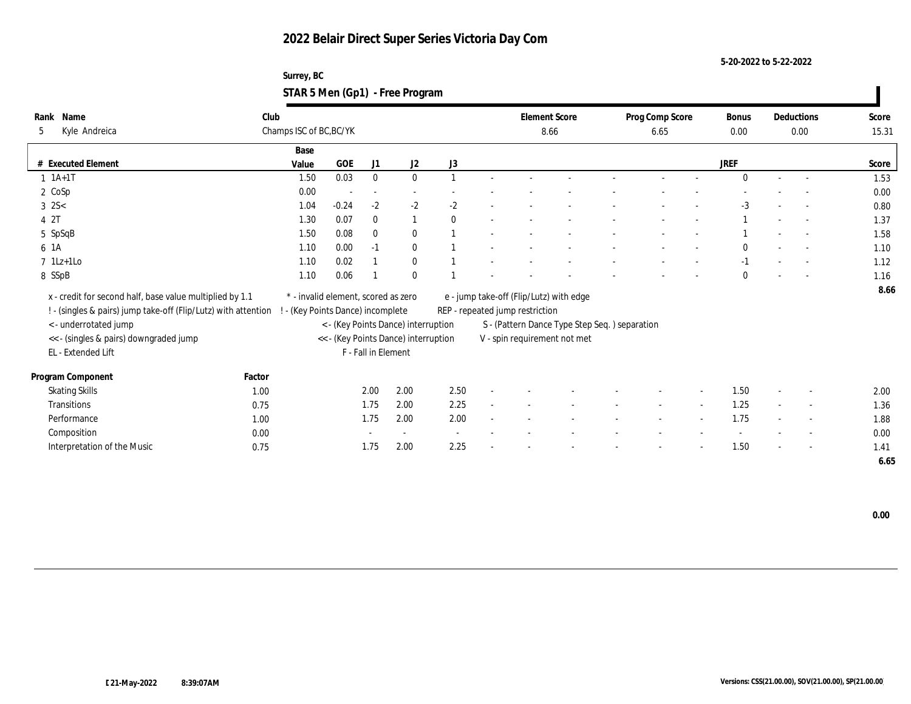# 2022 Belair Direct Super Series Victoria Day Com

5-20-2022 to 5-22-2022

Surrey, BC

## STAR 5 Men (Gp1) - Free Program

| Rank | Name | Club | Element Score | Prog Comp Score | Bonus | Deductions | Score |
|---|---|---|---|---|---|---|---|
| 5 | Kyle Andreica | Champs ISC of BC,BC/YK | 8.66 | 6.65 | 0.00 | 0.00 | 15.31 |

| # | Executed Element | Base Value | GOE | J1 | J2 | J3 | | | | | | | | | JREF | | | Score |
|---|---|---|---|---|---|---|---|---|---|---|---|---|---|---|---|---|---|---|
| 1 | 1A+1T | 1.50 | 0.03 | 0 | 0 | 1 | - | - | - | - | - | - | - | - | 0 | - | - | 1.53 |
| 2 | CoSp | 0.00 | - | - | - | - | - | - | - | - | - | - | - | - | - | - | - | 0.00 |
| 3 | 2S< | 1.04 | -0.24 | -2 | -2 | -2 | - | - | - | - | - | - | - | - | -3 | - | - | 0.80 |
| 4 | 2T | 1.30 | 0.07 | 0 | 1 | 0 | - | - | - | - | - | - | - | - | 1 | - | - | 1.37 |
| 5 | SpSqB | 1.50 | 0.08 | 0 | 0 | 1 | - | - | - | - | - | - | - | - | 1 | - | - | 1.58 |
| 6 | 1A | 1.10 | 0.00 | -1 | 0 | 1 | - | - | - | - | - | - | - | - | 0 | - | - | 1.10 |
| 7 | 1Lz+1Lo | 1.10 | 0.02 | 1 | 0 | 1 | - | - | - | - | - | - | - | - | -1 | - | - | 1.12 |
| 8 | SSpB | 1.10 | 0.06 | 1 | 0 | 1 | - | - | - | - | - | - | - | - | 0 | - | - | 1.16 |
| | | | | | | | | | | | | | | | | | | 8.66 |

x - credit for second half, base value multiplied by 1.1
! - (singles & pairs) jump take-off (Flip/Lutz) with attention
< - underrotated jump
<< - (singles & pairs) downgraded jump
EL - Extended Lift

\* - invalid element, scored as zero
! - (Key Points Dance) incomplete
< - (Key Points Dance) interruption
<< - (Key Points Dance) interruption
F - Fall in Element

e - jump take-off (Flip/Lutz) with edge
REP - repeated jump restriction
S - (Pattern Dance Type Step Seq. ) separation
V - spin requirement not met

| Program Component | Factor | J1 | J2 | J3 | | | | | | | | | JREF | | | Score |
|---|---|---|---|---|---|---|---|---|---|---|---|---|---|---|---|---|
| Skating Skills | 1.00 | 2.00 | 2.00 | 2.50 | - | - | - | - | - | - | - | - | 1.50 | - | - | 2.00 |
| Transitions | 0.75 | 1.75 | 2.00 | 2.25 | - | - | - | - | - | - | - | - | 1.25 | - | - | 1.36 |
| Performance | 1.00 | 1.75 | 2.00 | 2.00 | - | - | - | - | - | - | - | - | 1.75 | - | - | 1.88 |
| Composition | 0.00 | - | - | - | - | - | - | - | - | - | - | - | - | - | - | 0.00 |
| Interpretation of the Music | 0.75 | 1.75 | 2.00 | 2.25 | - | - | - | - | - | - | - | - | 1.50 | - | - | 1.41 |
| | | | | | | | | | | | | | | | | 6.65 |

0.00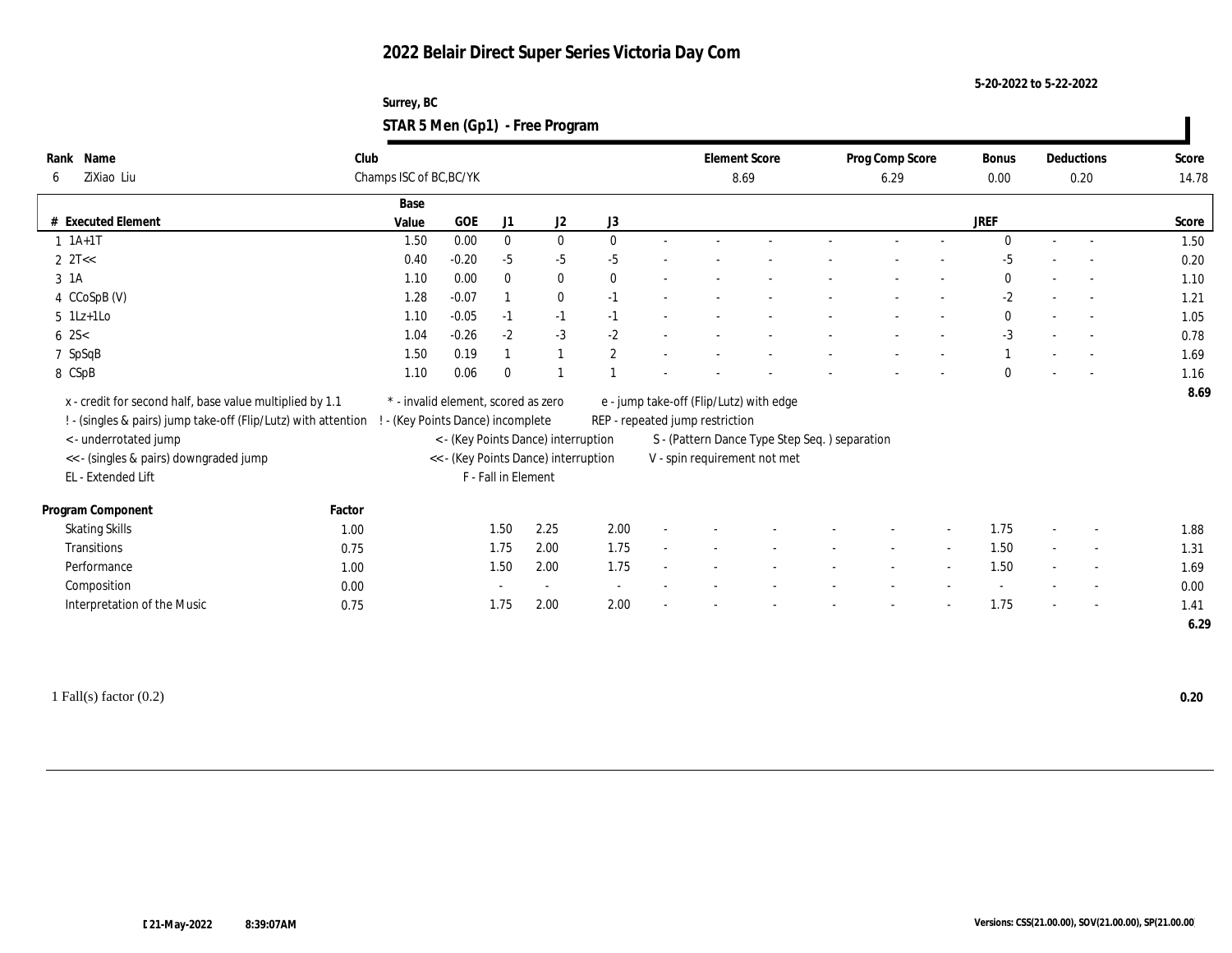# 2022 Belair Direct Super Series Victoria Day Com

5-20-2022 to 5-22-2022

Surrey, BC

## STAR 5 Men (Gp1) - Free Program

| Rank | Name | Club | Element Score | Prog Comp Score | Bonus | Deductions | Score |
|---|---|---|---|---|---|---|---|
| 6 | ZiXiao Liu | Champs ISC of BC,BC/YK | 8.69 | 6.29 | 0.00 | 0.20 | 14.78 |

| # | Executed Element | Base Value | GOE | J1 | J2 | J3 | | | | | | | | | JREF | | | Score |
|---|---|---|---|---|---|---|---|---|---|---|---|---|---|---|---|---|---|---|
| 1 | 1A+1T | 1.50 | 0.00 | 0 | 0 | 0 | - | - | - | - | - | - | - | - | 0 | - | - | 1.50 |
| 2 | 2T<< | 0.40 | -0.20 | -5 | -5 | -5 | - | - | - | - | - | - | - | - | -5 | - | - | 0.20 |
| 3 | 1A | 1.10 | 0.00 | 0 | 0 | 0 | - | - | - | - | - | - | - | - | 0 | - | - | 1.10 |
| 4 | CCoSpB (V) | 1.28 | -0.07 | 1 | 0 | -1 | - | - | - | - | - | - | - | - | -2 | - | - | 1.21 |
| 5 | 1Lz+1Lo | 1.10 | -0.05 | -1 | -1 | -1 | - | - | - | - | - | - | - | - | 0 | - | - | 1.05 |
| 6 | 2S< | 1.04 | -0.26 | -2 | -3 | -2 | - | - | - | - | - | - | - | - | -3 | - | - | 0.78 |
| 7 | SpSqB | 1.50 | 0.19 | 1 | 1 | 2 | - | - | - | - | - | - | - | - | 1 | - | - | 1.69 |
| 8 | CSpB | 1.10 | 0.06 | 0 | 1 | 1 | - | - | - | - | - | - | - | - | 0 | - | - | 1.16 |
| | | | | | | | | | | | | | | | | | | 8.69 |

x - credit for second half, base value multiplied by 1.1
! - (singles & pairs) jump take-off (Flip/Lutz) with attention
< - underrotated jump
<< - (singles & pairs) downgraded jump
EL - Extended Lift
* - invalid element, scored as zero
! - (Key Points Dance) incomplete
< - (Key Points Dance) interruption
<< - (Key Points Dance) interruption
F - Fall in Element
e - jump take-off (Flip/Lutz) with edge
REP - repeated jump restriction
S - (Pattern Dance Type Step Seq. ) separation
V - spin requirement not met

| Program Component | Factor | J1 | J2 | J3 | | | | | | | | | JREF | | | Score |
|---|---|---|---|---|---|---|---|---|---|---|---|---|---|---|---|---|
| Skating Skills | 1.00 | 1.50 | 2.25 | 2.00 | - | - | - | - | - | - | - | - | 1.75 | - | - | 1.88 |
| Transitions | 0.75 | 1.75 | 2.00 | 1.75 | - | - | - | - | - | - | - | - | 1.50 | - | - | 1.31 |
| Performance | 1.00 | 1.50 | 2.00 | 1.75 | - | - | - | - | - | - | - | - | 1.50 | - | - | 1.69 |
| Composition | 0.00 | - | - | - | - | - | - | - | - | - | - | - | - | - | - | 0.00 |
| Interpretation of the Music | 0.75 | 1.75 | 2.00 | 2.00 | - | - | - | - | - | - | - | - | 1.75 | - | - | 1.41 |
| | | | | | | | | | | | | | | | | 6.29 |

1 Fall(s) factor (0.2) **0.20**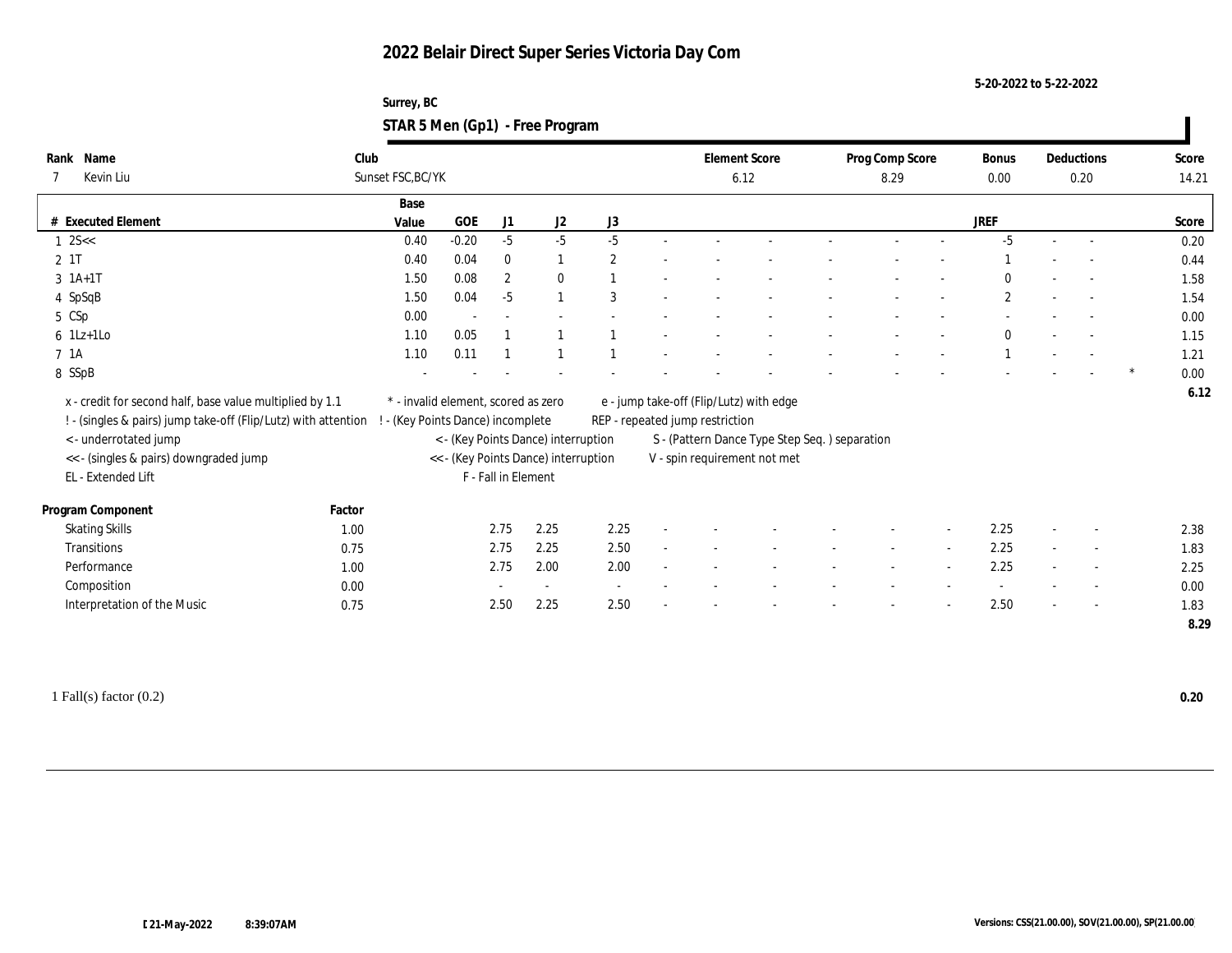# 2022 Belair Direct Super Series Victoria Day Com

5-20-2022 to 5-22-2022

Surrey, BC

**STAR 5 Men (Gp1) - Free Program**

| Rank | Name | Club | Element Score | Prog Comp Score | Bonus | Deductions | Score |
|---|---|---|---|---|---|---|---|
| 7 | Kevin Liu | Sunset FSC,BC/YK | 6.12 | 8.29 | 0.00 | 0.20 | 14.21 |

| # | Executed Element | Base Value | GOE | J1 | J2 | J3 | | | | | | | | | JREF | | | | Score |
|---|---|---|---|---|---|---|---|---|---|---|---|---|---|---|---|---|---|---|---|
| 1 | 2S<< | 0.40 | -0.20 | -5 | -5 | -5 | - | - | - | - | - | - | - | - | -5 | - | - | | 0.20 |
| 2 | 1T | 0.40 | 0.04 | 0 | 1 | 2 | - | - | - | - | - | - | - | - | 1 | - | - | | 0.44 |
| 3 | 1A+1T | 1.50 | 0.08 | 2 | 0 | 1 | - | - | - | - | - | - | - | - | 0 | - | - | | 1.58 |
| 4 | SpSqB | 1.50 | 0.04 | -5 | 1 | 3 | - | - | - | - | - | - | - | - | 2 | - | - | | 1.54 |
| 5 | CSp | 0.00 | - | - | - | - | - | - | - | - | - | - | - | - | - | - | - | | 0.00 |
| 6 | 1Lz+1Lo | 1.10 | 0.05 | 1 | 1 | 1 | - | - | - | - | - | - | - | - | 0 | - | - | | 1.15 |
| 7 | 1A | 1.10 | 0.11 | 1 | 1 | 1 | - | - | - | - | - | - | - | - | 1 | - | - | | 1.21 |
| 8 | SSpB | - | - | - | - | - | - | - | - | - | - | - | - | - | - | - | - | * | 0.00 |
| | | | | | | | | | | | | | | | | | | | 6.12 |

x - credit for second half, base value multiplied by 1.1
! - (singles & pairs) jump take-off (Flip/Lutz) with attention
< - underrotated jump
<< - (singles & pairs) downgraded jump
EL - Extended Lift
\* - invalid element, scored as zero
! - (Key Points Dance) incomplete
< - (Key Points Dance) interruption
<< - (Key Points Dance) interruption
F - Fall in Element
e - jump take-off (Flip/Lutz) with edge
REP - repeated jump restriction
S - (Pattern Dance Type Step Seq. ) separation
V - spin requirement not met

| Program Component | Factor | J1 | J2 | J3 | | | | | | | | | JREF | | | Score |
|---|---|---|---|---|---|---|---|---|---|---|---|---|---|---|---|---|
| Skating Skills | 1.00 | 2.75 | 2.25 | 2.25 | - | - | - | - | - | - | - | - | 2.25 | - | - | 2.38 |
| Transitions | 0.75 | 2.75 | 2.25 | 2.50 | - | - | - | - | - | - | - | - | 2.25 | - | - | 1.83 |
| Performance | 1.00 | 2.75 | 2.00 | 2.00 | - | - | - | - | - | - | - | - | 2.25 | - | - | 2.25 |
| Composition | 0.00 | - | - | - | - | - | - | - | - | - | - | - | - | - | - | 0.00 |
| Interpretation of the Music | 0.75 | 2.50 | 2.25 | 2.50 | - | - | - | - | - | - | - | - | 2.50 | - | - | 1.83 |
| | | | | | | | | | | | | | | | | 8.29 |

1 Fall(s) factor (0.2) **0.20**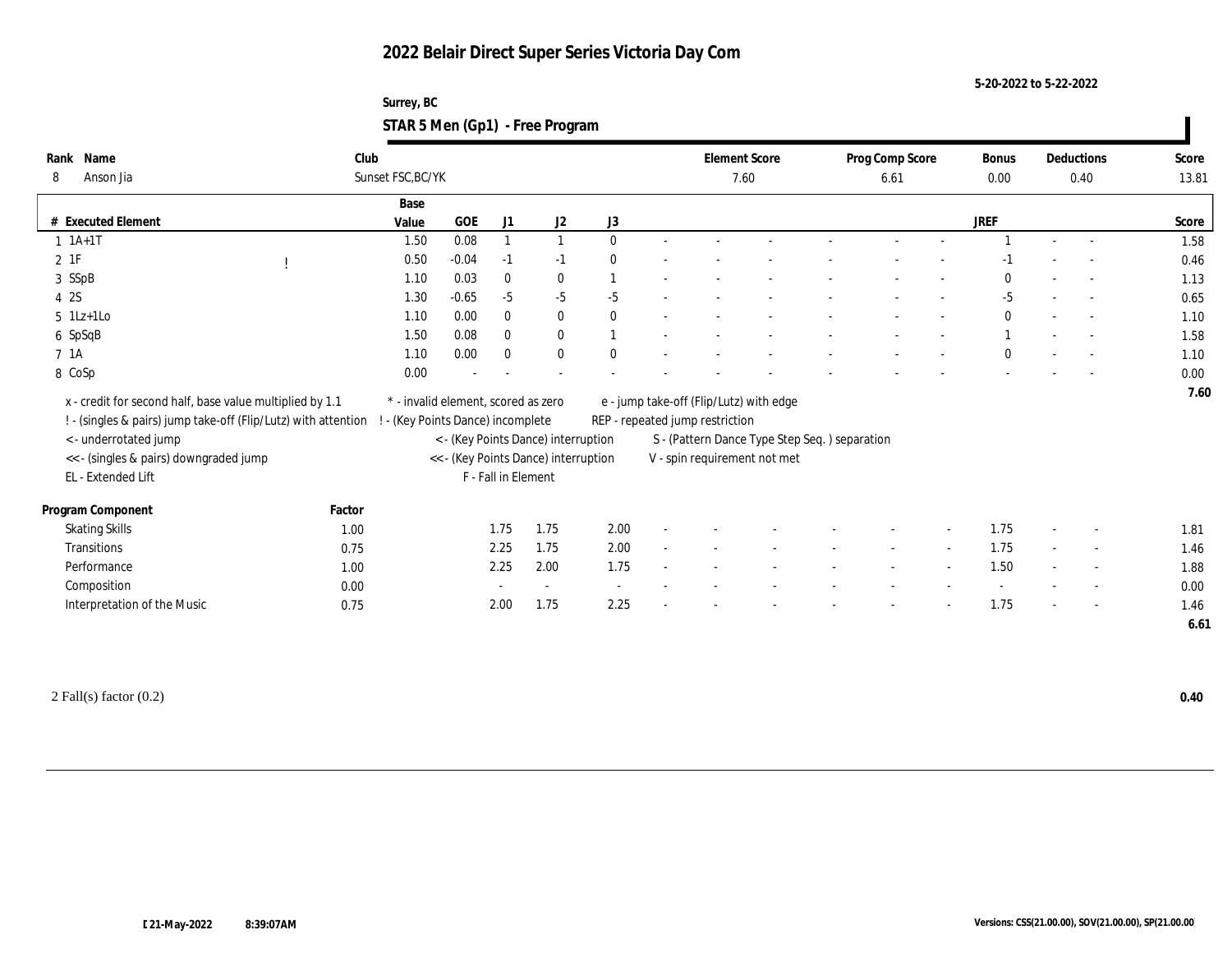# 2022 Belair Direct Super Series Victoria Day Com

5-20-2022 to 5-22-2022

Surrey, BC

## STAR 5 Men (Gp1) - Free Program

| Rank | Name | Club | Element Score | Prog Comp Score | Bonus | Deductions | Score |
|---|---|---|---|---|---|---|---|
| 8 | Anson Jia | Sunset FSC,BC/YK | 7.60 | 6.61 | 0.00 | 0.40 | 13.81 |

| # | Executed Element | | Base Value | GOE | J1 | J2 | J3 | | | | | | | | | JREF | | | Score |
|---|---|---|---|---|---|---|---|---|---|---|---|---|---|---|---|---|---|---|---|
| 1 | 1A+1T | | 1.50 | 0.08 | 1 | 1 | 0 | - | - | - | - | - | - | - | - | 1 | - | - | 1.58 |
| 2 | 1F | ! | 0.50 | -0.04 | -1 | -1 | 0 | - | - | - | - | - | - | - | - | -1 | - | - | 0.46 |
| 3 | SSpB | | 1.10 | 0.03 | 0 | 0 | 1 | - | - | - | - | - | - | - | - | 0 | - | - | 1.13 |
| 4 | 2S | | 1.30 | -0.65 | -5 | -5 | -5 | - | - | - | - | - | - | - | - | -5 | - | - | 0.65 |
| 5 | 1Lz+1Lo | | 1.10 | 0.00 | 0 | 0 | 0 | - | - | - | - | - | - | - | - | 0 | - | - | 1.10 |
| 6 | SpSqB | | 1.50 | 0.08 | 0 | 0 | 1 | - | - | - | - | - | - | - | - | 1 | - | - | 1.58 |
| 7 | 1A | | 1.10 | 0.00 | 0 | 0 | 0 | - | - | - | - | - | - | - | - | 0 | - | - | 1.10 |
| 8 | CoSp | | 0.00 | - | - | - | - | - | - | - | - | - | - | - | - | - | - | - | 0.00 |
| | | | | | | | | | | | | | | | | | | | 7.60 |

x - credit for second half, base value multiplied by 1.1
! - (singles & pairs) jump take-off (Flip/Lutz) with attention
< - underrotated jump
<< - (singles & pairs) downgraded jump
EL - Extended Lift

\* - invalid element, scored as zero
! - (Key Points Dance) incomplete
< - (Key Points Dance) interruption
<< - (Key Points Dance) interruption
F - Fall in Element

e - jump take-off (Flip/Lutz) with edge
REP - repeated jump restriction
S - (Pattern Dance Type Step Seq. ) separation
V - spin requirement not met

| Program Component | Factor | J1 | J2 | J3 | | | | | | | JREF | | | Score |
|---|---|---|---|---|---|---|---|---|---|---|---|---|---|---|
| Skating Skills | 1.00 | 1.75 | 1.75 | 2.00 | - | - | - | - | - | - | 1.75 | - | - | 1.81 |
| Transitions | 0.75 | 2.25 | 1.75 | 2.00 | - | - | - | - | - | - | 1.75 | - | - | 1.46 |
| Performance | 1.00 | 2.25 | 2.00 | 1.75 | - | - | - | - | - | - | 1.50 | - | - | 1.88 |
| Composition | 0.00 | - | - | - | - | - | - | - | - | - | - | - | - | 0.00 |
| Interpretation of the Music | 0.75 | 2.00 | 1.75 | 2.25 | - | - | - | - | - | - | 1.75 | - | - | 1.46 |
| | | | | | | | | | | | | | | 6.61 |

2 Fall(s) factor (0.2) **0.40**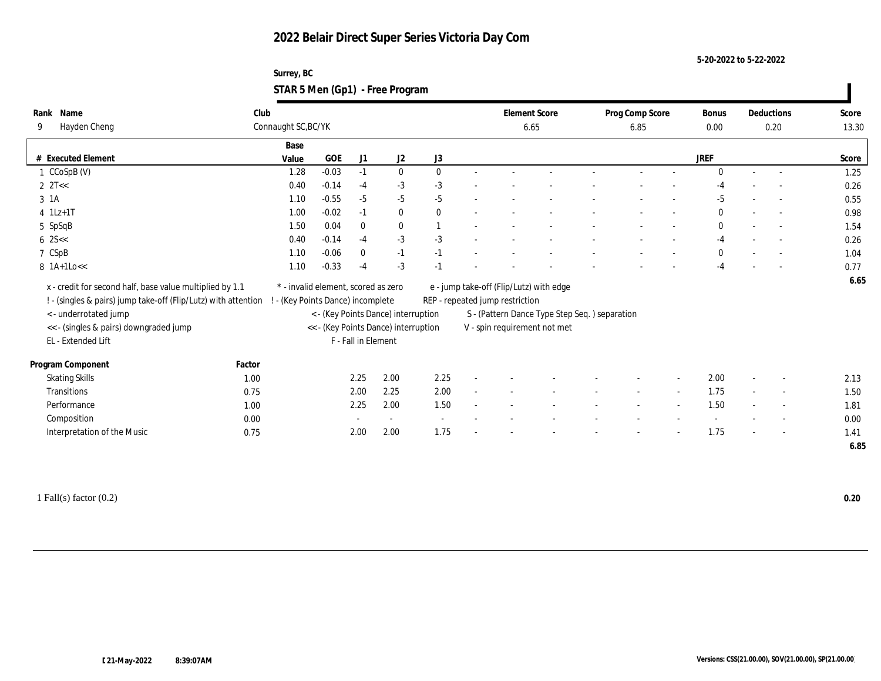# 2022 Belair Direct Super Series Victoria Day Com

5-20-2022 to 5-22-2022

Surrey, BC

## STAR 5 Men (Gp1) - Free Program

| Rank | Name | Club | Element Score | Prog Comp Score | Bonus | Deductions | Score |
|---|---|---|---|---|---|---|---|
| 9 | Hayden Cheng | Connaught SC,BC/YK | 6.65 | 6.85 | 0.00 | 0.20 | 13.30 |

| # | Executed Element | Base Value | GOE | J1 | J2 | J3 | | | | | | | | | JREF | | | Score |
|---|---|---|---|---|---|---|---|---|---|---|---|---|---|---|---|---|---|---|
| 1 | CCoSpB (V) | 1.28 | -0.03 | -1 | 0 | 0 | - | - | - | - | - | - | - | - | 0 | - | - | 1.25 |
| 2 | 2T<< | 0.40 | -0.14 | -4 | -3 | -3 | - | - | - | - | - | - | - | - | -4 | - | - | 0.26 |
| 3 | 1A | 1.10 | -0.55 | -5 | -5 | -5 | - | - | - | - | - | - | - | - | -5 | - | - | 0.55 |
| 4 | 1Lz+1T | 1.00 | -0.02 | -1 | 0 | 0 | - | - | - | - | - | - | - | - | 0 | - | - | 0.98 |
| 5 | SpSqB | 1.50 | 0.04 | 0 | 0 | 1 | - | - | - | - | - | - | - | - | 0 | - | - | 1.54 |
| 6 | 2S<< | 0.40 | -0.14 | -4 | -3 | -3 | - | - | - | - | - | - | - | - | -4 | - | - | 0.26 |
| 7 | CSpB | 1.10 | -0.06 | 0 | -1 | -1 | - | - | - | - | - | - | - | - | 0 | - | - | 1.04 |
| 8 | 1A+1Lo<< | 1.10 | -0.33 | -4 | -3 | -1 | - | - | - | - | - | - | - | - | -4 | - | - | 0.77 |
| | | | | | | | | | | | | | | | | | | 6.65 |

x - credit for second half, base value multiplied by 1.1
! - (singles & pairs) jump take-off (Flip/Lutz) with attention
< - underrotated jump
<< - (singles & pairs) downgraded jump
EL - Extended Lift
* - invalid element, scored as zero
! - (Key Points Dance) incomplete
< - (Key Points Dance) interruption
<< - (Key Points Dance) interruption
F - Fall in Element
e - jump take-off (Flip/Lutz) with edge
REP - repeated jump restriction
S - (Pattern Dance Type Step Seq. ) separation
V - spin requirement not met

| Program Component | Factor | J1 | J2 | J3 | | | | | | | JREF | | | Score |
|---|---|---|---|---|---|---|---|---|---|---|---|---|---|---|
| Skating Skills | 1.00 | 2.25 | 2.00 | 2.25 | - | - | - | - | - | - | 2.00 | - | - | 2.13 |
| Transitions | 0.75 | 2.00 | 2.25 | 2.00 | - | - | - | - | - | - | 1.75 | - | - | 1.50 |
| Performance | 1.00 | 2.25 | 2.00 | 1.50 | - | - | - | - | - | - | 1.50 | - | - | 1.81 |
| Composition | 0.00 | - | - | - | - | - | - | - | - | - | - | - | - | 0.00 |
| Interpretation of the Music | 0.75 | 2.00 | 2.00 | 1.75 | - | - | - | - | - | - | 1.75 | - | - | 1.41 |
| | | | | | | | | | | | | | | 6.85 |

1 Fall(s) factor (0.2) **0.20**

21-May-2022 8:39:07AM

Versions: CSS(21.00.00), SOV(21.00.00), SP(21.00.00)